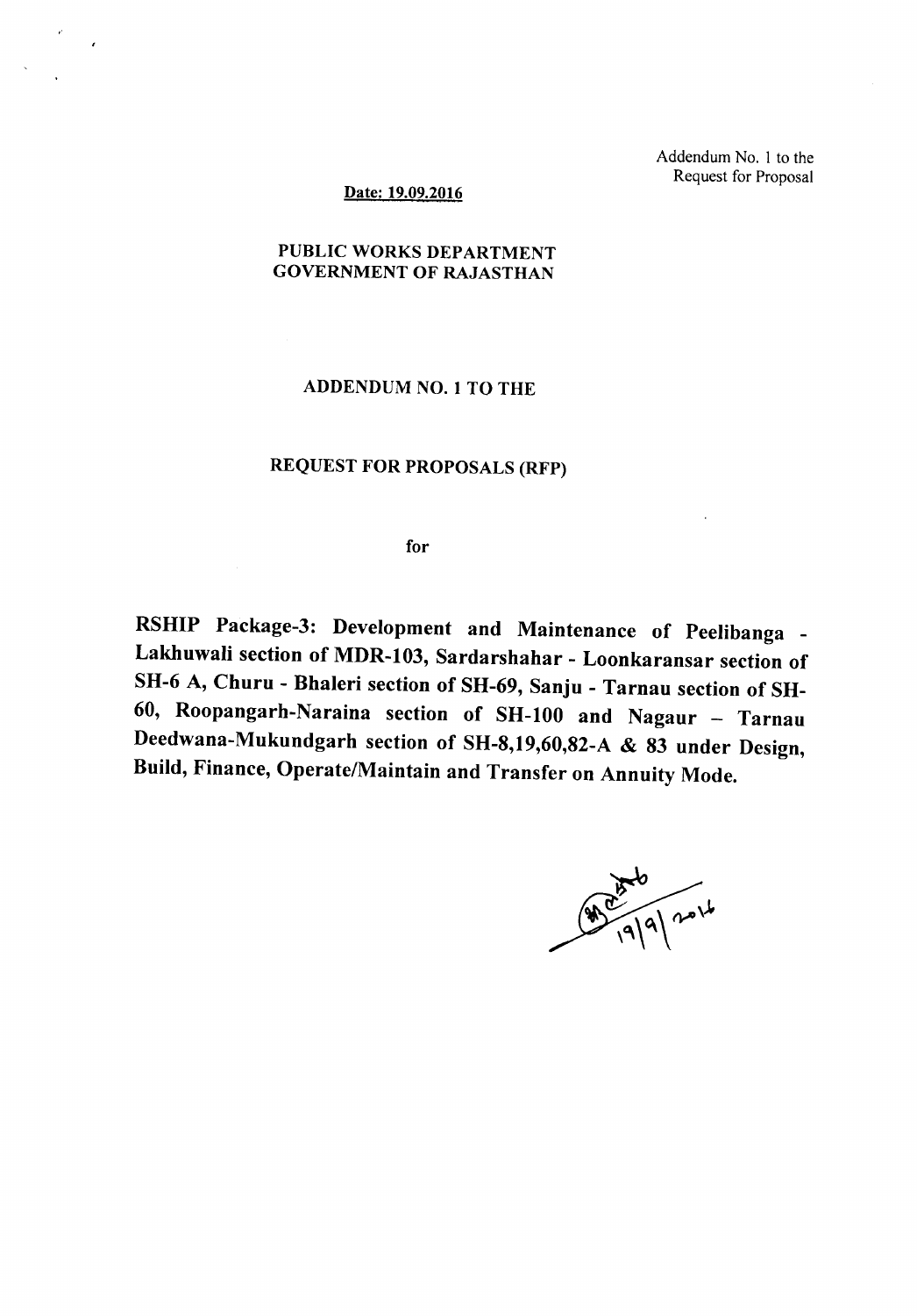Addendum No. 1 to the Request for Proposal

**Date: 19.09.2016**

**PUBLIC WORKS DEPARTMENT**
**GOVERNMENT OF RAJASTHAN**

**ADDENDUM NO. 1 TO THE**

**REQUEST FOR PROPOSALS (RFP)**

**for**

**RSHIP Package-3: Development and Maintenance of Peelibanga - Lakhuwali section of MDR-103, Sardarshahar - Loonkaransar section of SH-6 A, Churu - Bhaleri section of SH-69, Sanju - Tarnau section of SH-60, Roopangarh-Naraina section of SH-100 and Nagaur – Tarnau Deedwana-Mukundgarh section of SH-8,19,60,82-A & 83 under Design, Build, Finance, Operate/Maintain and Transfer on Annuity Mode.**

19/9/2016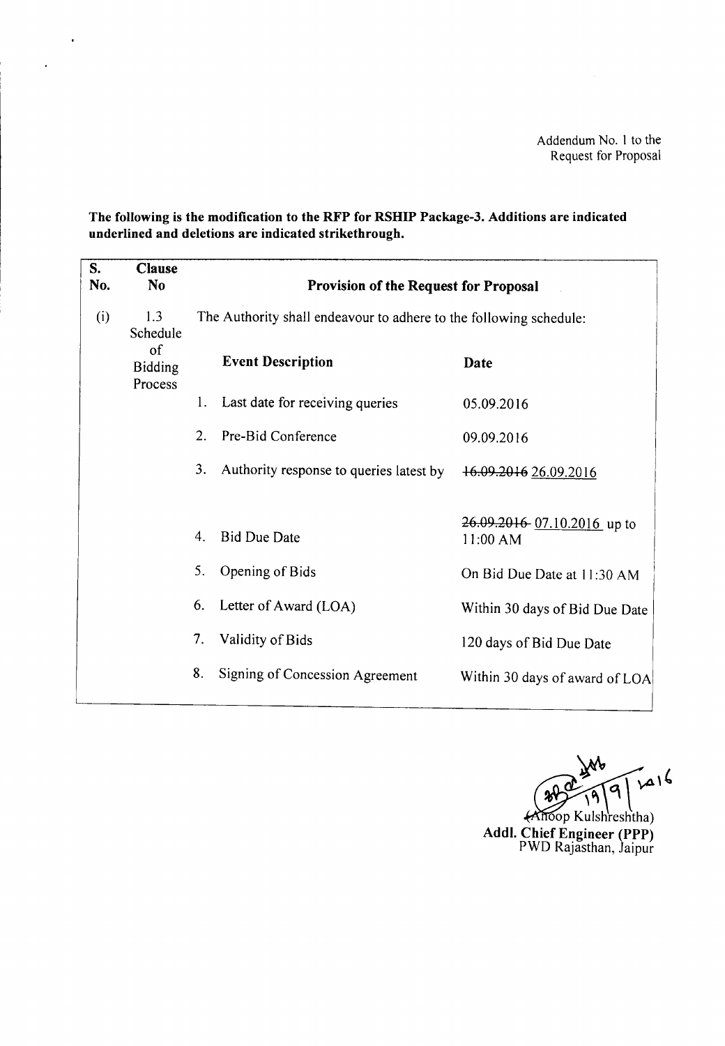Addendum No. 1 to the
Request for Proposal

**The following is the modification to the RFP for RSHIP Package-3. Additions are indicated underlined and deletions are indicated strikethrough.**

| S. No. | Clause No | Provision of the Request for Proposal | | |
|---|---|---|---|---|
| (i) | 1.3 Schedule of Bidding Process | The Authority shall endeavour to adhere to the following schedule: | | |
| | | | **Event Description** | **Date** |
| | | 1. | Last date for receiving queries | 05.09.2016 |
| | | 2. | Pre-Bid Conference | 09.09.2016 |
| | | 3. | Authority response to queries latest by | ~~16.09.2016~~ <u>26.09.2016</u> |
| | | 4. | Bid Due Date | ~~26.09.2016~~ <u>07.10.2016</u> up to 11:00 AM |
| | | 5. | Opening of Bids | On Bid Due Date at 11:30 AM |
| | | 6. | Letter of Award (LOA) | Within 30 days of Bid Due Date |
| | | 7. | Validity of Bids | 120 days of Bid Due Date |
| | | 8. | Signing of Concession Agreement | Within 30 days of award of LOA |

19/9/2016
(Anoop Kulshreshtha)
**Addl. Chief Engineer (PPP)**
PWD Rajasthan, Jaipur